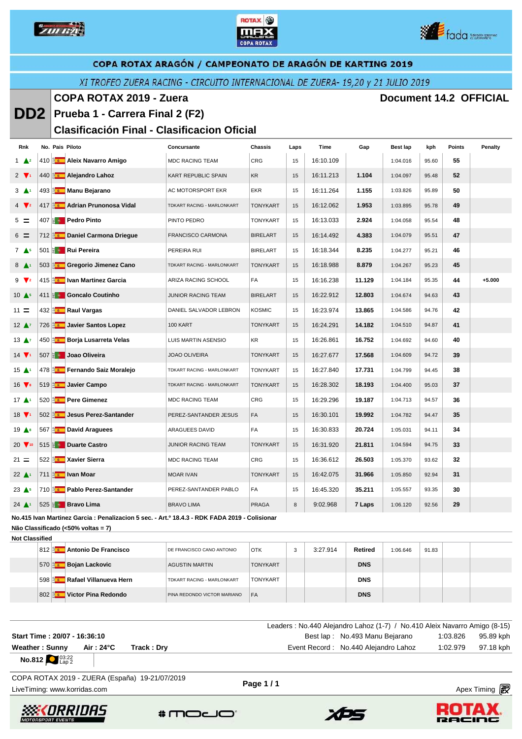## COPA ROTAX ARAGÓN / CAMPEONATO DE ARAGÓN DE KARTING 2019

*XI TROFEO ZUERA RACING - CIRCUITO INTERNACIONAL DE ZUERA- 19,20 y 21 JULIO 2019*

# DD2

## COPA ROTAX 2019 - Zuera

**Document 14.2 OFFICIAL**

## Prueba 1 - Carrera Final 2 (F2)

## Clasificación Final - Clasificacion Oficial

| Rnk | | No. | Pais | Piloto | Concursante | Chassis | Laps | Time | Gap | Best lap | kph | Points | Penalty |
|---|---|---|---|---|---|---|---|---|---|---|---|---|---|
| 1 | ▲2 | 410 | ESP | Aleix Navarro Amigo | MDC RACING TEAM | CRG | 15 | 16:10.109 | | 1:04.016 | 95.60 | 55 | |
| 2 | ▼1 | 440 | ESP | Alejandro Lahoz | KART REPUBLIC SPAIN | KR | 15 | 16:11.213 | 1.104 | 1:04.097 | 95.48 | 52 | |
| 3 | ▲1 | 493 | ESP | Manu Bejarano | AC MOTORSPORT EKR | EKR | 15 | 16:11.264 | 1.155 | 1:03.826 | 95.89 | 50 | |
| 4 | ▼2 | 417 | ESP | Adrian Prunonosa Vidal | TDKART RACING - MARLONKART | TONYKART | 15 | 16:12.062 | 1.953 | 1:03.895 | 95.78 | 49 | |
| 5 | = | 407 | POR | Pedro Pinto | PINTO PEDRO | TONYKART | 15 | 16:13.033 | 2.924 | 1:04.058 | 95.54 | 48 | |
| 6 | = | 712 | ESP | Daniel Carmona Driegue | FRANCISCO CARMONA | BIRELART | 15 | 16:14.492 | 4.383 | 1:04.079 | 95.51 | 47 | |
| 7 | ▲5 | 501 | POR | Rui Pereira | PEREIRA RUI | BIRELART | 15 | 16:18.344 | 8.235 | 1:04.277 | 95.21 | 46 | |
| 8 | ▲1 | 503 | ESP | Gregorio Jimenez Cano | TDKART RACING - MARLONKART | TONYKART | 15 | 16:18.988 | 8.879 | 1:04.267 | 95.23 | 45 | |
| 9 | ▼2 | 415 | ESP | Ivan Martinez Garcia | ARIZA RACING SCHOOL | FA | 15 | 16:16.238 | 11.129 | 1:04.184 | 95.35 | 44 | +5.000 |
| 10 | ▲5 | 411 | POR | Goncalo Coutinho | JUNIOR RACING TEAM | BIRELART | 15 | 16:22.912 | 12.803 | 1:04.674 | 94.63 | 43 | |
| 11 | = | 432 | ESP | Raul Vargas | DANIEL SALVADOR LEBRON | KOSMIC | 15 | 16:23.974 | 13.865 | 1:04.586 | 94.76 | 42 | |
| 12 | ▲7 | 726 | ESP | Javier Santos Lopez | 100 KART | TONYKART | 15 | 16:24.291 | 14.182 | 1:04.510 | 94.87 | 41 | |
| 13 | ▲7 | 450 | ESP | Borja Lusarreta Velas | LUIS MARTIN ASENSIO | KR | 15 | 16:26.861 | 16.752 | 1:04.692 | 94.60 | 40 | |
| 14 | ▼1 | 507 | POR | Joao Oliveira | JOAO OLIVEIRA | TONYKART | 15 | 16:27.677 | 17.568 | 1:04.609 | 94.72 | 39 | |
| 15 | ▲1 | 478 | ESP | Fernando Saiz Moralejo | TDKART RACING - MARLONKART | TONYKART | 15 | 16:27.840 | 17.731 | 1:04.799 | 94.45 | 38 | |
| 16 | ▼8 | 519 | ESP | Javier Campo | TDKART RACING - MARLONKART | TONYKART | 15 | 16:28.302 | 18.193 | 1:04.400 | 95.03 | 37 | |
| 17 | ▲1 | 520 | ESP | Pere Gimenez | MDC RACING TEAM | CRG | 15 | 16:29.296 | 19.187 | 1:04.713 | 94.57 | 36 | |
| 18 | ▼1 | 502 | ESP | Jesus Perez-Santander | PEREZ-SANTANDER JESUS | FA | 15 | 16:30.101 | 19.992 | 1:04.782 | 94.47 | 35 | |
| 19 | ▲8 | 567 | ESP | David Araguees | ARAGUEES DAVID | FA | 15 | 16:30.833 | 20.724 | 1:05.031 | 94.11 | 34 | |
| 20 | ▼10 | 515 | POR | Duarte Castro | JUNIOR RACING TEAM | TONYKART | 15 | 16:31.920 | 21.811 | 1:04.594 | 94.75 | 33 | |
| 21 | = | 522 | ESP | Xavier Sierra | MDC RACING TEAM | CRG | 15 | 16:36.612 | 26.503 | 1:05.370 | 93.62 | 32 | |
| 22 | ▲1 | 711 | ESP | Ivan Moar | MOAR IVAN | TONYKART | 15 | 16:42.075 | 31.966 | 1:05.850 | 92.94 | 31 | |
| 23 | ▲5 | 710 | ESP | Pablo Perez-Santander | PEREZ-SANTANDER PABLO | FA | 15 | 16:45.320 | 35.211 | 1:05.557 | 93.35 | 30 | |
| 24 | ▲1 | 525 | POR | Bravo Lima | BRAVO LIMA | PRAGA | 8 | 9:02.968 | 7 Laps | 1:06.120 | 92.56 | 29 | |

**No.415 Ivan Martinez Garcia : Penalizacion 5 sec. - Art.º 18.4.3 - RDK FADA 2019 - Colisionar**

**Não Classificado (<50% voltas = 7)**

**Not Classified**

| Rnk | | No. | Pais | Piloto | Concursante | Chassis | Laps | Time | Gap | Best lap | kph | Points | Penalty |
|---|---|---|---|---|---|---|---|---|---|---|---|---|---|
| | | 812 | ESP | Antonio De Francisco | DE FRANCISCO CANO ANTONIO | OTK | 3 | 3:27.914 | Retired | 1:06.646 | 91.83 | | |
| | | 570 | ESP | Bojan Lackovic | AGUSTIN MARTIN | TONYKART | | | DNS | | | | |
| | | 598 | ESP | Rafael Villanueva Hern | TDKART RACING - MARLONKART | TONYKART | | | DNS | | | | |
| | | 802 | ESP | Victor Pina Redondo | PINA REDONDO VICTOR MARIANO | FA | | | DNS | | | | |

Leaders : No.440 Alejandro Lahoz (1-7) / No.410 Aleix Navarro Amigo (8-15)

**Start Time : 20/07 - 16:36:10**

Best lap : No.493 Manu Bejarano 1:03.826 95.89 kph

**Weather : Sunny** **Air : 24°C** **Track : Dry**

Event Record : No.440 Alejandro Lahoz 1:02.979 97.18 kph

**No.812** 03:22 Lap 2

COPA ROTAX 2019 - ZUERA (España) 19-21/07/2019

LiveTiming: www.korridas.com

Apex Timing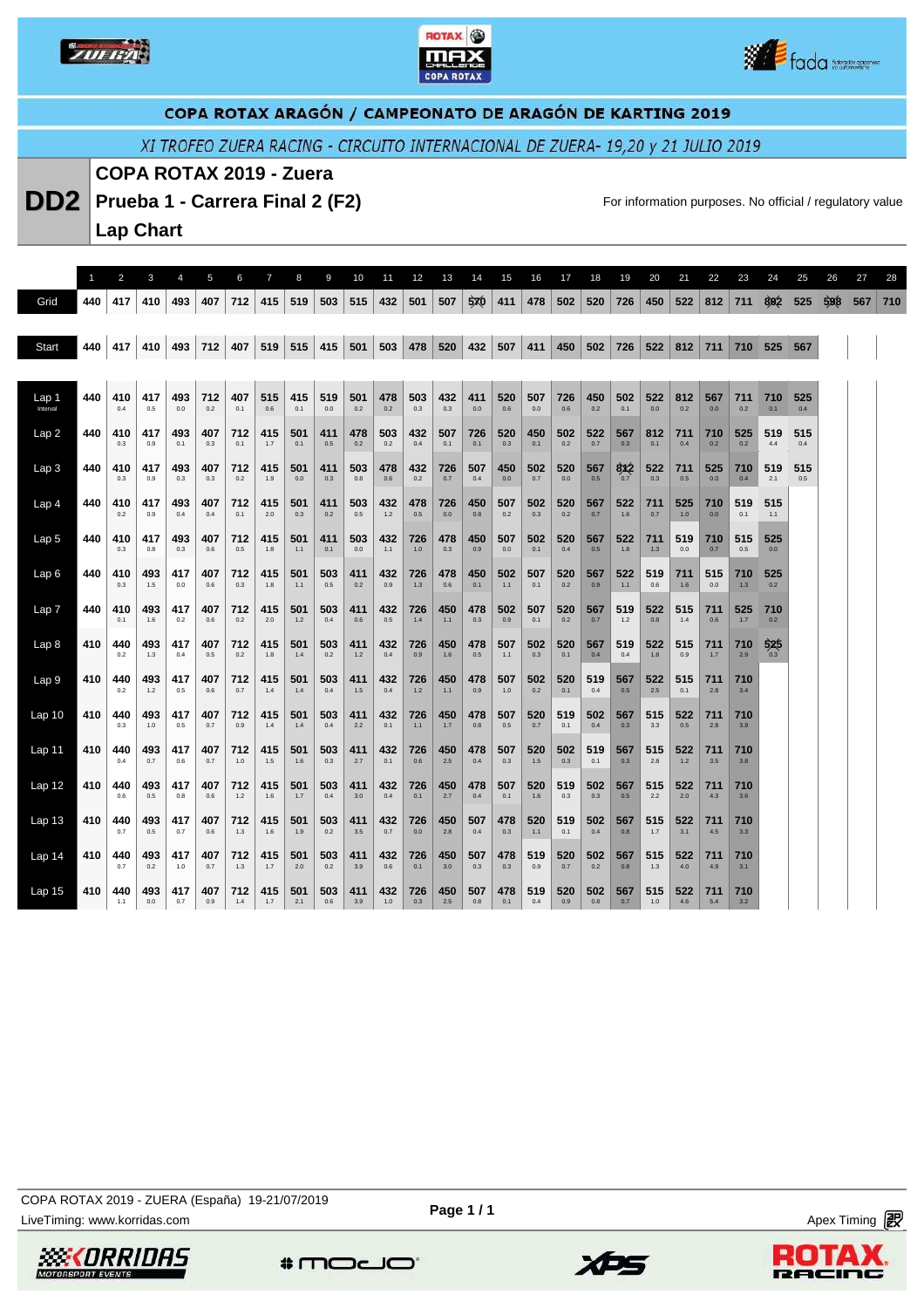COPA ROTAX ARAGÓN / CAMPEONATO DE ARAGÓN DE KARTING 2019

XI TROFEO ZUERA RACING - CIRCUITO INTERNACIONAL DE ZUERA- 19,20 y 21 JULIO 2019

# DD2

## COPA ROTAX 2019 - Zuera

## Prueba 1 - Carrera Final 2 (F2)

## Lap Chart

For information purposes. No official / regulatory value

| | 1 | 2 | 3 | 4 | 5 | 6 | 7 | 8 | 9 | 10 | 11 | 12 | 13 | 14 | 15 | 16 | 17 | 18 | 19 | 20 | 21 | 22 | 23 | 24 | 25 | 26 | 27 | 28 |
|---|---|---|---|---|---|---|---|---|---|---|---|---|---|---|---|---|---|---|---|---|---|---|---|---|---|---|---|---|
| Grid | 440 | 417 | 410 | 493 | 407 | 712 | 415 | 519 | 503 | 515 | 432 | 501 | 507 | 570 | 411 | 478 | 502 | 520 | 726 | 450 | 522 | 812 | 711 | 802 | 525 | 598 | 567 | 710 |
| Start | 440 | 417 | 410 | 493 | 712 | 407 | 519 | 515 | 415 | 501 | 503 | 478 | 520 | 432 | 507 | 411 | 450 | 502 | 726 | 522 | 812 | 711 | 710 | 525 | 567 | | | |
| Lap 1 (Interval) | 440 | 410 0.4 | 417 0.5 | 493 0.0 | 712 0.2 | 407 0.1 | 515 0.6 | 415 0.1 | 519 0.0 | 501 0.2 | 478 0.2 | 503 0.3 | 432 0.3 | 411 0.0 | 520 0.6 | 507 0.0 | 726 0.6 | 450 0.2 | 502 0.1 | 522 0.0 | 812 0.2 | 567 0.0 | 711 0.2 | 710 0.1 | 525 0.4 | | | |
| Lap 2 | 440 | 410 0.3 | 417 0.9 | 493 0.1 | 407 0.3 | 712 0.1 | 415 1.7 | 501 0.1 | 411 0.5 | 478 0.2 | 503 0.2 | 432 0.4 | 507 0.1 | 726 0.1 | 520 0.3 | 450 0.1 | 502 0.2 | 522 0.7 | 567 0.3 | 812 0.1 | 711 0.4 | 710 0.2 | 525 0.2 | 519 4.4 | 515 0.4 | | | |
| Lap 3 | 440 | 410 0.3 | 417 0.9 | 493 0.3 | 407 0.3 | 712 0.2 | 415 1.9 | 501 0.0 | 411 0.3 | 503 0.8 | 478 0.6 | 432 0.2 | 726 0.7 | 507 0.4 | 450 0.0 | 502 0.7 | 520 0.0 | 567 0.5 | 812 0.7 | 522 0.3 | 711 0.5 | 525 0.0 | 710 0.4 | 519 2.1 | 515 0.5 | | | |
| Lap 4 | 440 | 410 0.2 | 417 0.9 | 493 0.4 | 407 0.4 | 712 0.1 | 415 2.0 | 501 0.3 | 411 0.2 | 503 0.5 | 432 1.2 | 478 0.5 | 726 0.0 | 450 0.8 | 507 0.2 | 502 0.3 | 520 0.2 | 567 0.7 | 522 1.6 | 711 0.7 | 525 1.0 | 710 0.0 | 519 0.1 | 515 1.1 | | | | |
| Lap 5 | 440 | 410 0.3 | 417 0.8 | 493 0.3 | 407 0.6 | 712 0.5 | 415 1.8 | 501 1.1 | 411 0.1 | 503 0.0 | 432 1.1 | 726 1.0 | 478 0.3 | 450 0.9 | 507 0.0 | 502 0.1 | 520 0.4 | 567 0.5 | 522 1.8 | 711 1.3 | 519 0.0 | 710 0.7 | 515 0.5 | 525 0.0 | | | | |
| Lap 6 | 440 | 410 0.3 | 493 1.5 | 417 0.0 | 407 0.6 | 712 0.3 | 415 1.8 | 501 1.1 | 503 0.5 | 411 0.2 | 432 0.9 | 726 1.3 | 478 0.6 | 450 0.1 | 502 1.1 | 507 0.1 | 520 0.2 | 567 0.9 | 522 1.1 | 519 0.6 | 711 1.6 | 515 0.0 | 710 1.3 | 525 0.2 | | | | |
| Lap 7 | 440 | 410 0.1 | 493 1.6 | 417 0.2 | 407 0.6 | 712 0.2 | 415 2.0 | 501 1.2 | 503 0.4 | 411 0.6 | 432 0.5 | 726 1.4 | 450 1.1 | 478 0.3 | 502 0.9 | 507 0.1 | 520 0.2 | 567 0.7 | 519 1.2 | 522 0.8 | 515 1.4 | 711 0.6 | 525 1.7 | 710 0.2 | | | | |
| Lap 8 | 410 | 440 0.2 | 493 1.3 | 417 0.4 | 407 0.5 | 712 0.2 | 415 1.8 | 501 1.4 | 503 0.2 | 411 1.2 | 432 0.4 | 726 0.9 | 450 1.6 | 478 0.5 | 507 1.1 | 502 0.3 | 520 0.1 | 567 0.4 | 519 0.4 | 522 1.8 | 515 0.9 | 711 1.7 | 710 2.9 | 525 0.3 | | | | |
| Lap 9 | 410 | 440 0.2 | 493 1.2 | 417 0.5 | 407 0.6 | 712 0.7 | 415 1.4 | 501 1.4 | 503 0.4 | 411 1.5 | 432 0.4 | 726 1.2 | 450 1.1 | 478 0.9 | 507 1.0 | 502 0.2 | 520 0.1 | 519 0.4 | 567 0.5 | 522 2.5 | 515 0.1 | 711 2.8 | 710 3.4 | | | | | |
| Lap 10 | 410 | 440 0.3 | 493 1.0 | 417 0.5 | 407 0.7 | 712 0.9 | 415 1.4 | 501 1.4 | 503 0.4 | 411 2.2 | 432 0.1 | 726 1.1 | 450 1.7 | 478 0.8 | 507 0.5 | 520 0.7 | 519 0.1 | 502 0.4 | 567 0.3 | 515 3.3 | 522 0.5 | 711 2.8 | 710 3.9 | | | | | |
| Lap 11 | 410 | 440 0.4 | 493 0.7 | 417 0.6 | 407 0.7 | 712 1.0 | 415 1.5 | 501 1.6 | 503 0.3 | 411 2.7 | 432 0.1 | 726 0.6 | 450 2.5 | 478 0.4 | 507 0.3 | 520 1.5 | 502 0.3 | 519 0.1 | 567 0.3 | 515 2.8 | 522 1.2 | 711 3.5 | 710 3.8 | | | | | |
| Lap 12 | 410 | 440 0.6 | 493 0.5 | 417 0.8 | 407 0.6 | 712 1.2 | 415 1.6 | 501 1.7 | 503 0.4 | 411 3.0 | 432 0.4 | 726 0.1 | 450 2.7 | 478 0.4 | 507 0.1 | 520 1.6 | 519 0.3 | 502 0.3 | 567 0.5 | 515 2.2 | 522 2.0 | 711 4.3 | 710 3.6 | | | | | |
| Lap 13 | 410 | 440 0.7 | 493 0.5 | 417 0.7 | 407 0.6 | 712 1.3 | 415 1.6 | 501 1.9 | 503 0.2 | 411 3.5 | 432 0.7 | 726 0.0 | 450 2.8 | 507 0.4 | 478 0.3 | 520 1.1 | 519 0.1 | 502 0.4 | 567 0.8 | 515 1.7 | 522 3.1 | 711 4.5 | 710 3.3 | | | | | |
| Lap 14 | 410 | 440 0.7 | 493 0.2 | 417 1.0 | 407 0.7 | 712 1.3 | 415 1.7 | 501 2.0 | 503 0.2 | 411 3.9 | 432 0.6 | 726 0.1 | 450 3.0 | 507 0.3 | 478 0.3 | 519 0.9 | 520 0.7 | 502 0.2 | 567 0.8 | 515 1.3 | 522 4.0 | 711 4.9 | 710 3.1 | | | | | |
| Lap 15 | 410 | 440 1.1 | 493 0.0 | 417 0.7 | 407 0.9 | 712 1.4 | 415 1.7 | 501 2.1 | 503 0.6 | 411 3.9 | 432 1.0 | 726 0.3 | 450 2.5 | 507 0.8 | 478 0.1 | 519 0.4 | 520 0.9 | 502 0.8 | 567 0.7 | 515 1.0 | 522 4.6 | 711 5.4 | 710 3.2 | | | | | |

COPA ROTAX 2019 - ZUERA (España) 19-21/07/2019

LiveTiming: www.korridas.com

Apex Timing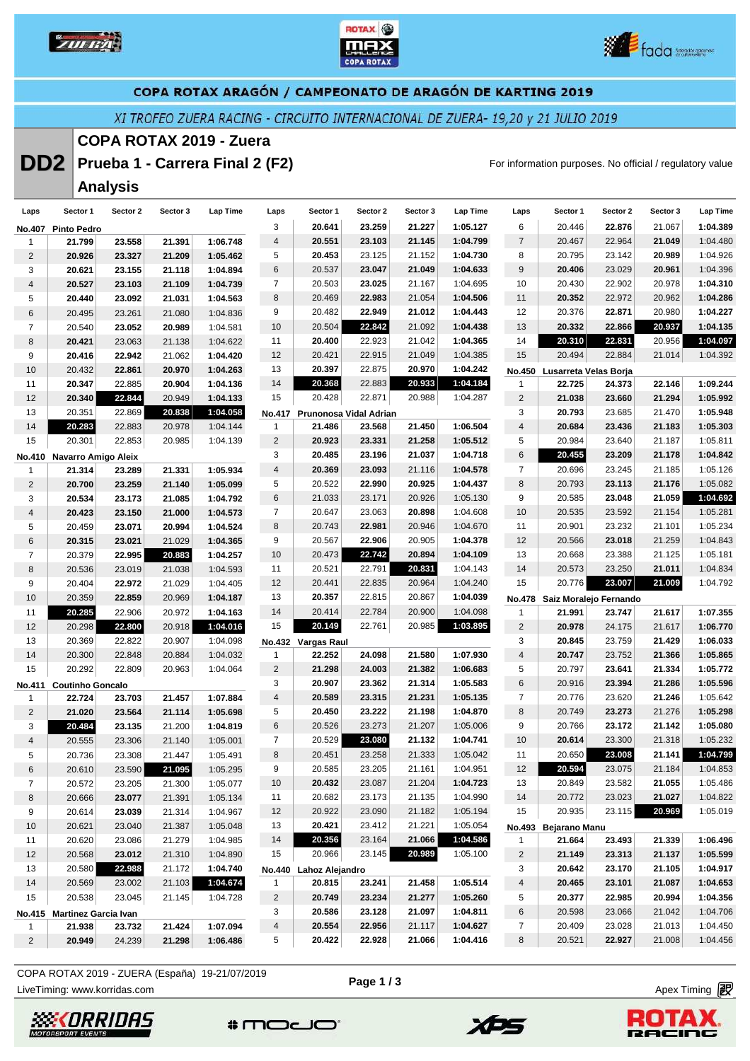## COPA ROTAX ARAGÓN / CAMPEONATO DE ARAGÓN DE KARTING 2019

*XI TROFEO ZUERA RACING - CIRCUITO INTERNACIONAL DE ZUERA- 19,20 y 21 JULIO 2019*

# DD2

## COPA ROTAX 2019 - Zuera
## Prueba 1 - Carrera Final 2 (F2)
## Analysis

For information purposes. No official / regulatory value

**No.407 Pinto Pedro**

| Laps | Sector 1 | Sector 2 | Sector 3 | Lap Time |
|---|---|---|---|---|
| 1 | 21.799 | 23.558 | 21.391 | 1:06.748 |
| 2 | 20.926 | 23.327 | 21.209 | 1:05.462 |
| 3 | 20.621 | 23.155 | 21.118 | 1:04.894 |
| 4 | 20.527 | 23.103 | 21.109 | 1:04.739 |
| 5 | 20.440 | 23.092 | 21.031 | 1:04.563 |
| 6 | 20.495 | 23.261 | 21.080 | 1:04.836 |
| 7 | 20.540 | 23.052 | 20.989 | 1:04.581 |
| 8 | 20.421 | 23.063 | 21.138 | 1:04.622 |
| 9 | 20.416 | 22.942 | 21.062 | 1:04.420 |
| 10 | 20.432 | 22.861 | 20.970 | 1:04.263 |
| 11 | 20.347 | 22.885 | 20.904 | 1:04.136 |
| 12 | 20.340 | 22.844 | 20.949 | 1:04.133 |
| 13 | 20.351 | 22.869 | 20.838 | 1:04.058 |
| 14 | 20.283 | 22.883 | 20.978 | 1:04.144 |
| 15 | 20.301 | 22.853 | 20.985 | 1:04.139 |

**No.410 Navarro Amigo Aleix**

| Laps | Sector 1 | Sector 2 | Sector 3 | Lap Time |
|---|---|---|---|---|
| 1 | 21.314 | 23.289 | 21.331 | 1:05.934 |
| 2 | 20.700 | 23.259 | 21.140 | 1:05.099 |
| 3 | 20.534 | 23.173 | 21.085 | 1:04.792 |
| 4 | 20.423 | 23.150 | 21.000 | 1:04.573 |
| 5 | 20.459 | 23.071 | 20.994 | 1:04.524 |
| 6 | 20.315 | 23.021 | 21.029 | 1:04.365 |
| 7 | 20.379 | 22.995 | 20.883 | 1:04.257 |
| 8 | 20.536 | 23.019 | 21.038 | 1:04.593 |
| 9 | 20.404 | 22.972 | 21.029 | 1:04.405 |
| 10 | 20.359 | 22.859 | 20.969 | 1:04.187 |
| 11 | 20.285 | 22.906 | 20.972 | 1:04.163 |
| 12 | 20.298 | 22.800 | 20.918 | 1:04.016 |
| 13 | 20.369 | 22.822 | 20.907 | 1:04.098 |
| 14 | 20.300 | 22.848 | 20.884 | 1:04.032 |
| 15 | 20.292 | 22.809 | 20.963 | 1:04.064 |

**No.411 Coutinho Goncalo**

| Laps | Sector 1 | Sector 2 | Sector 3 | Lap Time |
|---|---|---|---|---|
| 1 | 22.724 | 23.703 | 21.457 | 1:07.884 |
| 2 | 21.020 | 23.564 | 21.114 | 1:05.698 |
| 3 | 20.484 | 23.135 | 21.200 | 1:04.819 |
| 4 | 20.555 | 23.306 | 21.140 | 1:05.001 |
| 5 | 20.736 | 23.308 | 21.447 | 1:05.491 |
| 6 | 20.610 | 23.590 | 21.095 | 1:05.295 |
| 7 | 20.572 | 23.205 | 21.300 | 1:05.077 |
| 8 | 20.666 | 23.077 | 21.391 | 1:05.134 |
| 9 | 20.614 | 23.039 | 21.314 | 1:04.967 |
| 10 | 20.621 | 23.040 | 21.387 | 1:05.048 |
| 11 | 20.620 | 23.086 | 21.279 | 1:04.985 |
| 12 | 20.568 | 23.012 | 21.310 | 1:04.890 |
| 13 | 20.580 | 22.988 | 21.172 | 1:04.740 |
| 14 | 20.569 | 23.002 | 21.103 | 1:04.674 |
| 15 | 20.538 | 23.045 | 21.145 | 1:04.728 |

**No.415 Martinez Garcia Ivan**

| Laps | Sector 1 | Sector 2 | Sector 3 | Lap Time |
|---|---|---|---|---|
| 1 | 21.938 | 23.732 | 21.424 | 1:07.094 |
| 2 | 20.949 | 24.239 | 21.298 | 1:06.486 |
| 3 | 20.641 | 23.259 | 21.227 | 1:05.127 |
| 4 | 20.551 | 23.103 | 21.145 | 1:04.799 |
| 5 | 20.453 | 23.125 | 21.152 | 1:04.730 |
| 6 | 20.537 | 23.047 | 21.049 | 1:04.633 |
| 7 | 20.503 | 23.025 | 21.167 | 1:04.695 |
| 8 | 20.469 | 22.983 | 21.054 | 1:04.506 |
| 9 | 20.482 | 22.949 | 21.012 | 1:04.443 |
| 10 | 20.504 | 22.842 | 21.092 | 1:04.438 |
| 11 | 20.400 | 22.923 | 21.042 | 1:04.365 |
| 12 | 20.421 | 22.915 | 21.049 | 1:04.385 |
| 13 | 20.397 | 22.875 | 20.970 | 1:04.242 |
| 14 | 20.368 | 22.883 | 20.933 | 1:04.184 |
| 15 | 20.428 | 22.871 | 20.988 | 1:04.287 |

**No.417 Prunonosa Vidal Adrian**

| Laps | Sector 1 | Sector 2 | Sector 3 | Lap Time |
|---|---|---|---|---|
| 1 | 21.486 | 23.568 | 21.450 | 1:06.504 |
| 2 | 20.923 | 23.331 | 21.258 | 1:05.512 |
| 3 | 20.485 | 23.196 | 21.037 | 1:04.718 |
| 4 | 20.369 | 23.093 | 21.116 | 1:04.578 |
| 5 | 20.522 | 22.990 | 20.925 | 1:04.437 |
| 6 | 21.033 | 23.171 | 20.926 | 1:05.130 |
| 7 | 20.647 | 23.063 | 20.898 | 1:04.608 |
| 8 | 20.743 | 22.981 | 20.946 | 1:04.670 |
| 9 | 20.567 | 22.906 | 20.905 | 1:04.378 |
| 10 | 20.473 | 22.742 | 20.894 | 1:04.109 |
| 11 | 20.521 | 22.791 | 20.831 | 1:04.143 |
| 12 | 20.441 | 22.835 | 20.964 | 1:04.240 |
| 13 | 20.357 | 22.815 | 20.867 | 1:04.039 |
| 14 | 20.414 | 22.784 | 20.900 | 1:04.098 |
| 15 | 20.149 | 22.761 | 20.985 | 1:03.895 |

**No.432 Vargas Raul**

| Laps | Sector 1 | Sector 2 | Sector 3 | Lap Time |
|---|---|---|---|---|
| 1 | 22.252 | 24.098 | 21.580 | 1:07.930 |
| 2 | 21.298 | 24.003 | 21.382 | 1:06.683 |
| 3 | 20.907 | 23.362 | 21.314 | 1:05.583 |
| 4 | 20.589 | 23.315 | 21.231 | 1:05.135 |
| 5 | 20.450 | 23.222 | 21.198 | 1:04.870 |
| 6 | 20.526 | 23.273 | 21.207 | 1:05.006 |
| 7 | 20.529 | 23.080 | 21.132 | 1:04.741 |
| 8 | 20.451 | 23.258 | 21.333 | 1:05.042 |
| 9 | 20.585 | 23.205 | 21.161 | 1:04.951 |
| 10 | 20.432 | 23.087 | 21.204 | 1:04.723 |
| 11 | 20.682 | 23.173 | 21.135 | 1:04.990 |
| 12 | 20.922 | 23.090 | 21.182 | 1:05.194 |
| 13 | 20.421 | 23.412 | 21.221 | 1:05.054 |
| 14 | 20.356 | 23.164 | 21.066 | 1:04.586 |
| 15 | 20.966 | 23.145 | 20.989 | 1:05.100 |

**No.440 Lahoz Alejandro**

| Laps | Sector 1 | Sector 2 | Sector 3 | Lap Time |
|---|---|---|---|---|
| 1 | 20.815 | 23.241 | 21.458 | 1:05.514 |
| 2 | 20.749 | 23.234 | 21.277 | 1:05.260 |
| 3 | 20.586 | 23.128 | 21.097 | 1:04.811 |
| 4 | 20.554 | 22.956 | 21.117 | 1:04.627 |
| 5 | 20.422 | 22.928 | 21.066 | 1:04.416 |
| 6 | 20.446 | 22.876 | 21.067 | 1:04.389 |
| 7 | 20.467 | 22.964 | 21.049 | 1:04.480 |
| 8 | 20.795 | 23.142 | 20.989 | 1:04.926 |
| 9 | 20.406 | 23.029 | 20.961 | 1:04.396 |
| 10 | 20.430 | 22.902 | 20.978 | 1:04.310 |
| 11 | 20.352 | 22.972 | 20.962 | 1:04.286 |
| 12 | 20.376 | 22.871 | 20.980 | 1:04.227 |
| 13 | 20.332 | 22.866 | 20.937 | 1:04.135 |
| 14 | 20.310 | 22.831 | 20.956 | 1:04.097 |
| 15 | 20.494 | 22.884 | 21.014 | 1:04.392 |

**No.450 Lusarreta Velas Borja**

| Laps | Sector 1 | Sector 2 | Sector 3 | Lap Time |
|---|---|---|---|---|
| 1 | 22.725 | 24.373 | 22.146 | 1:09.244 |
| 2 | 21.038 | 23.660 | 21.294 | 1:05.992 |
| 3 | 20.793 | 23.685 | 21.470 | 1:05.948 |
| 4 | 20.684 | 23.436 | 21.183 | 1:05.303 |
| 5 | 20.984 | 23.640 | 21.187 | 1:05.811 |
| 6 | 20.455 | 23.209 | 21.178 | 1:04.842 |
| 7 | 20.696 | 23.245 | 21.185 | 1:05.126 |
| 8 | 20.793 | 23.113 | 21.176 | 1:05.082 |
| 9 | 20.585 | 23.048 | 21.059 | 1:04.692 |
| 10 | 20.535 | 23.592 | 21.154 | 1:05.281 |
| 11 | 20.901 | 23.232 | 21.101 | 1:05.234 |
| 12 | 20.566 | 23.018 | 21.259 | 1:04.843 |
| 13 | 20.668 | 23.388 | 21.125 | 1:05.181 |
| 14 | 20.573 | 23.250 | 21.011 | 1:04.834 |
| 15 | 20.776 | 23.007 | 21.009 | 1:04.792 |

**No.478 Saiz Moralejo Fernando**

| Laps | Sector 1 | Sector 2 | Sector 3 | Lap Time |
|---|---|---|---|---|
| 1 | 21.991 | 23.747 | 21.617 | 1:07.355 |
| 2 | 20.978 | 24.175 | 21.617 | 1:06.770 |
| 3 | 20.845 | 23.759 | 21.429 | 1:06.033 |
| 4 | 20.747 | 23.752 | 21.366 | 1:05.865 |
| 5 | 20.797 | 23.641 | 21.334 | 1:05.772 |
| 6 | 20.916 | 23.394 | 21.286 | 1:05.596 |
| 7 | 20.776 | 23.620 | 21.246 | 1:05.642 |
| 8 | 20.749 | 23.273 | 21.276 | 1:05.298 |
| 9 | 20.766 | 23.172 | 21.142 | 1:05.080 |
| 10 | 20.614 | 23.300 | 21.318 | 1:05.232 |
| 11 | 20.650 | 23.008 | 21.141 | 1:04.799 |
| 12 | 20.594 | 23.075 | 21.184 | 1:04.853 |
| 13 | 20.849 | 23.582 | 21.055 | 1:05.486 |
| 14 | 20.772 | 23.023 | 21.027 | 1:04.822 |
| 15 | 20.935 | 23.115 | 20.969 | 1:05.019 |

**No.493 Bejarano Manu**

| Laps | Sector 1 | Sector 2 | Sector 3 | Lap Time |
|---|---|---|---|---|
| 1 | 21.664 | 23.493 | 21.339 | 1:06.496 |
| 2 | 21.149 | 23.313 | 21.137 | 1:05.599 |
| 3 | 20.642 | 23.170 | 21.105 | 1:04.917 |
| 4 | 20.465 | 23.101 | 21.087 | 1:04.653 |
| 5 | 20.377 | 22.985 | 20.994 | 1:04.356 |
| 6 | 20.598 | 23.066 | 21.042 | 1:04.706 |
| 7 | 20.409 | 23.028 | 21.013 | 1:04.450 |
| 8 | 20.521 | 22.927 | 21.008 | 1:04.456 |

COPA ROTAX 2019 - ZUERA (España) 19-21/07/2019
LiveTiming: www.korridas.com

Apex Timing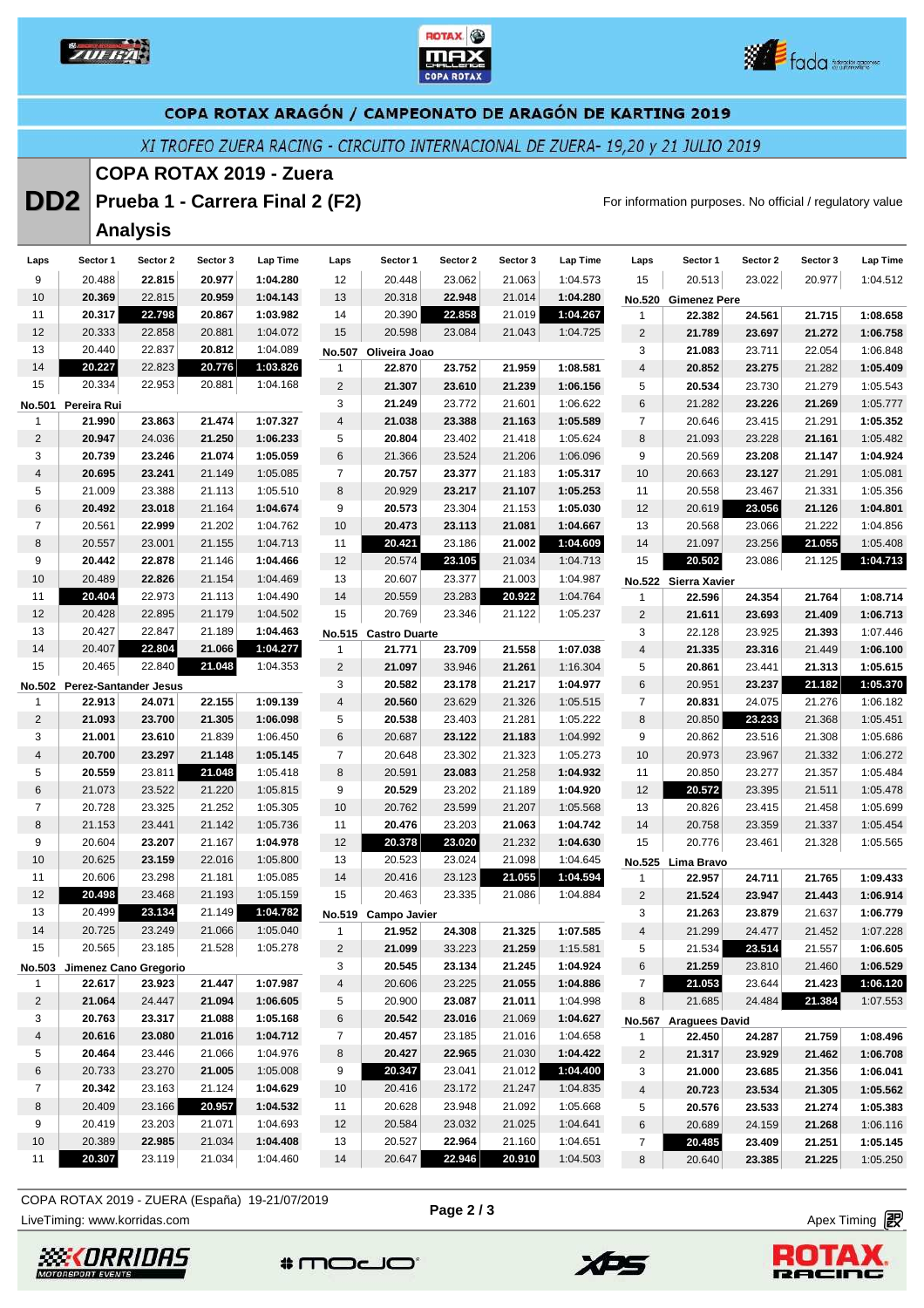# COPA ROTAX ARAGÓN / CAMPEONATO DE ARAGÓN DE KARTING 2019

*XI TROFEO ZUERA RACING - CIRCUITO INTERNACIONAL DE ZUERA- 19,20 y 21 JULIO 2019*

## DD2 COPA ROTAX 2019 - Zuera
## Prueba 1 - Carrera Final 2 (F2)
## Analysis

For information purposes. No official / regulatory value

| Laps | Sector 1 | Sector 2 | Sector 3 | Lap Time |
|---|---|---|---|---|
| 9 | 20.488 | 22.815 | 20.977 | 1:04.280 |
| 10 | 20.369 | 22.815 | 20.959 | 1:04.143 |
| 11 | 20.317 | 22.798 | 20.867 | 1:03.982 |
| 12 | 20.333 | 22.858 | 20.881 | 1:04.072 |
| 13 | 20.440 | 22.837 | 20.812 | 1:04.089 |
| 14 | 20.227 | 22.823 | 20.776 | 1:03.826 |
| 15 | 20.334 | 22.953 | 20.881 | 1:04.168 |
| **No.501 Pereira Rui** | | | | |
| 1 | 21.990 | 23.863 | 21.474 | 1:07.327 |
| 2 | 20.947 | 24.036 | 21.250 | 1:06.233 |
| 3 | 20.739 | 23.246 | 21.074 | 1:05.059 |
| 4 | 20.695 | 23.241 | 21.149 | 1:05.085 |
| 5 | 21.009 | 23.388 | 21.113 | 1:05.510 |
| 6 | 20.492 | 23.018 | 21.164 | 1:04.674 |
| 7 | 20.561 | 22.999 | 21.202 | 1:04.762 |
| 8 | 20.557 | 23.001 | 21.155 | 1:04.713 |
| 9 | 20.442 | 22.878 | 21.146 | 1:04.466 |
| 10 | 20.489 | 22.826 | 21.154 | 1:04.469 |
| 11 | 20.404 | 22.973 | 21.113 | 1:04.490 |
| 12 | 20.428 | 22.895 | 21.179 | 1:04.502 |
| 13 | 20.427 | 22.847 | 21.189 | 1:04.463 |
| 14 | 20.407 | 22.804 | 21.066 | 1:04.277 |
| 15 | 20.465 | 22.840 | 21.048 | 1:04.353 |
| **No.502 Perez-Santander Jesus** | | | | |
| 1 | 22.913 | 24.071 | 22.155 | 1:09.139 |
| 2 | 21.093 | 23.700 | 21.305 | 1:06.098 |
| 3 | 21.001 | 23.610 | 21.839 | 1:06.450 |
| 4 | 20.700 | 23.297 | 21.148 | 1:05.145 |
| 5 | 20.559 | 23.811 | 21.048 | 1:05.418 |
| 6 | 21.073 | 23.522 | 21.220 | 1:05.815 |
| 7 | 20.728 | 23.325 | 21.252 | 1:05.305 |
| 8 | 21.153 | 23.441 | 21.142 | 1:05.736 |
| 9 | 20.604 | 23.207 | 21.167 | 1:04.978 |
| 10 | 20.625 | 23.159 | 22.016 | 1:05.800 |
| 11 | 20.606 | 23.298 | 21.181 | 1:05.085 |
| 12 | 20.498 | 23.468 | 21.193 | 1:05.159 |
| 13 | 20.499 | 23.134 | 21.149 | 1:04.782 |
| 14 | 20.725 | 23.249 | 21.066 | 1:05.040 |
| 15 | 20.565 | 23.185 | 21.528 | 1:05.278 |
| **No.503 Jimenez Cano Gregorio** | | | | |
| 1 | 22.617 | 23.923 | 21.447 | 1:07.987 |
| 2 | 21.064 | 24.447 | 21.094 | 1:06.605 |
| 3 | 20.763 | 23.317 | 21.088 | 1:05.168 |
| 4 | 20.616 | 23.080 | 21.016 | 1:04.712 |
| 5 | 20.464 | 23.446 | 21.066 | 1:04.976 |
| 6 | 20.733 | 23.270 | 21.005 | 1:05.008 |
| 7 | 20.342 | 23.163 | 21.124 | 1:04.629 |
| 8 | 20.409 | 23.166 | 20.957 | 1:04.532 |
| 9 | 20.419 | 23.203 | 21.071 | 1:04.693 |
| 10 | 20.389 | 22.985 | 21.034 | 1:04.408 |
| 11 | 20.307 | 23.119 | 21.034 | 1:04.460 |
| 12 | 20.448 | 23.062 | 21.063 | 1:04.573 |
| 13 | 20.318 | 22.948 | 21.014 | 1:04.280 |
| 14 | 20.390 | 22.858 | 21.019 | 1:04.267 |
| 15 | 20.598 | 23.084 | 21.043 | 1:04.725 |
| **No.507 Oliveira Joao** | | | | |
| 1 | 22.870 | 23.752 | 21.959 | 1:08.581 |
| 2 | 21.307 | 23.610 | 21.239 | 1:06.156 |
| 3 | 21.249 | 23.772 | 21.601 | 1:06.622 |
| 4 | 21.038 | 23.388 | 21.163 | 1:05.589 |
| 5 | 20.804 | 23.402 | 21.418 | 1:05.624 |
| 6 | 21.366 | 23.524 | 21.206 | 1:06.096 |
| 7 | 20.757 | 23.377 | 21.183 | 1:05.317 |
| 8 | 20.929 | 23.217 | 21.107 | 1:05.253 |
| 9 | 20.573 | 23.304 | 21.153 | 1:05.030 |
| 10 | 20.473 | 23.113 | 21.081 | 1:04.667 |
| 11 | 20.421 | 23.186 | 21.002 | 1:04.609 |
| 12 | 20.574 | 23.105 | 21.034 | 1:04.713 |
| 13 | 20.607 | 23.377 | 21.003 | 1:04.987 |
| 14 | 20.559 | 23.283 | 20.922 | 1:04.764 |
| 15 | 20.769 | 23.346 | 21.122 | 1:05.237 |
| **No.515 Castro Duarte** | | | | |
| 1 | 21.771 | 23.709 | 21.558 | 1:07.038 |
| 2 | 21.097 | 33.946 | 21.261 | 1:16.304 |
| 3 | 20.582 | 23.178 | 21.217 | 1:04.977 |
| 4 | 20.560 | 23.629 | 21.326 | 1:05.515 |
| 5 | 20.538 | 23.403 | 21.281 | 1:05.222 |
| 6 | 20.687 | 23.122 | 21.183 | 1:04.992 |
| 7 | 20.648 | 23.302 | 21.323 | 1:05.273 |
| 8 | 20.591 | 23.083 | 21.258 | 1:04.932 |
| 9 | 20.529 | 23.202 | 21.189 | 1:04.920 |
| 10 | 20.762 | 23.599 | 21.207 | 1:05.568 |
| 11 | 20.476 | 23.203 | 21.063 | 1:04.742 |
| 12 | 20.378 | 23.020 | 21.232 | 1:04.630 |
| 13 | 20.523 | 23.024 | 21.098 | 1:04.645 |
| 14 | 20.416 | 23.123 | 21.055 | 1:04.594 |
| 15 | 20.463 | 23.335 | 21.086 | 1:04.884 |
| **No.519 Campo Javier** | | | | |
| 1 | 21.952 | 24.308 | 21.325 | 1:07.585 |
| 2 | 21.099 | 33.223 | 21.259 | 1:15.581 |
| 3 | 20.545 | 23.134 | 21.245 | 1:04.924 |
| 4 | 20.606 | 23.225 | 21.055 | 1:04.886 |
| 5 | 20.900 | 23.087 | 21.011 | 1:04.998 |
| 6 | 20.542 | 23.016 | 21.069 | 1:04.627 |
| 7 | 20.457 | 23.185 | 21.016 | 1:04.658 |
| 8 | 20.427 | 22.965 | 21.030 | 1:04.422 |
| 9 | 20.347 | 23.041 | 21.012 | 1:04.400 |
| 10 | 20.416 | 23.172 | 21.247 | 1:04.835 |
| 11 | 20.628 | 23.948 | 21.092 | 1:05.668 |
| 12 | 20.584 | 23.032 | 21.025 | 1:04.641 |
| 13 | 20.527 | 22.964 | 21.160 | 1:04.651 |
| 14 | 20.647 | 22.946 | 20.910 | 1:04.503 |
| 15 | 20.513 | 23.022 | 20.977 | 1:04.512 |
| **No.520 Gimenez Pere** | | | | |
| 1 | 22.382 | 24.561 | 21.715 | 1:08.658 |
| 2 | 21.789 | 23.697 | 21.272 | 1:06.758 |
| 3 | 21.083 | 23.711 | 22.054 | 1:06.848 |
| 4 | 20.852 | 23.275 | 21.282 | 1:05.409 |
| 5 | 20.534 | 23.730 | 21.279 | 1:05.543 |
| 6 | 21.282 | 23.226 | 21.269 | 1:05.777 |
| 7 | 20.646 | 23.415 | 21.291 | 1:05.352 |
| 8 | 21.093 | 23.228 | 21.161 | 1:05.482 |
| 9 | 20.569 | 23.208 | 21.147 | 1:04.924 |
| 10 | 20.663 | 23.127 | 21.291 | 1:05.081 |
| 11 | 20.558 | 23.467 | 21.331 | 1:05.356 |
| 12 | 20.619 | 23.056 | 21.126 | 1:04.801 |
| 13 | 20.568 | 23.066 | 21.222 | 1:04.856 |
| 14 | 21.097 | 23.256 | 21.055 | 1:05.408 |
| 15 | 20.502 | 23.086 | 21.125 | 1:04.713 |
| **No.522 Sierra Xavier** | | | | |
| 1 | 22.596 | 24.354 | 21.764 | 1:08.714 |
| 2 | 21.611 | 23.693 | 21.409 | 1:06.713 |
| 3 | 22.128 | 23.925 | 21.393 | 1:07.446 |
| 4 | 21.335 | 23.316 | 21.449 | 1:06.100 |
| 5 | 20.861 | 23.441 | 21.313 | 1:05.615 |
| 6 | 20.951 | 23.237 | 21.182 | 1:05.370 |
| 7 | 20.831 | 24.075 | 21.276 | 1:06.182 |
| 8 | 20.850 | 23.233 | 21.368 | 1:05.451 |
| 9 | 20.862 | 23.516 | 21.308 | 1:05.686 |
| 10 | 20.973 | 23.967 | 21.332 | 1:06.272 |
| 11 | 20.850 | 23.277 | 21.357 | 1:05.484 |
| 12 | 20.572 | 23.395 | 21.511 | 1:05.478 |
| 13 | 20.826 | 23.415 | 21.458 | 1:05.699 |
| 14 | 20.758 | 23.359 | 21.337 | 1:05.454 |
| 15 | 20.776 | 23.461 | 21.328 | 1:05.565 |
| **No.525 Lima Bravo** | | | | |
| 1 | 22.957 | 24.711 | 21.765 | 1:09.433 |
| 2 | 21.524 | 23.947 | 21.443 | 1:06.914 |
| 3 | 21.263 | 23.879 | 21.637 | 1:06.779 |
| 4 | 21.299 | 24.477 | 21.452 | 1:07.228 |
| 5 | 21.534 | 23.514 | 21.557 | 1:06.605 |
| 6 | 21.259 | 23.810 | 21.460 | 1:06.529 |
| 7 | 21.053 | 23.644 | 21.423 | 1:06.120 |
| 8 | 21.685 | 24.484 | 21.384 | 1:07.553 |
| **No.567 Araguees David** | | | | |
| 1 | 22.450 | 24.287 | 21.759 | 1:08.496 |
| 2 | 21.317 | 23.929 | 21.462 | 1:06.708 |
| 3 | 21.000 | 23.685 | 21.356 | 1:06.041 |
| 4 | 20.723 | 23.534 | 21.305 | 1:05.562 |
| 5 | 20.576 | 23.533 | 21.274 | 1:05.383 |
| 6 | 20.689 | 24.159 | 21.268 | 1:06.116 |
| 7 | 20.485 | 23.409 | 21.251 | 1:05.145 |
| 8 | 20.640 | 23.385 | 21.225 | 1:05.250 |

COPA ROTAX 2019 - ZUERA (España) 19-21/07/2019

LiveTiming: www.korridas.com

Apex Timing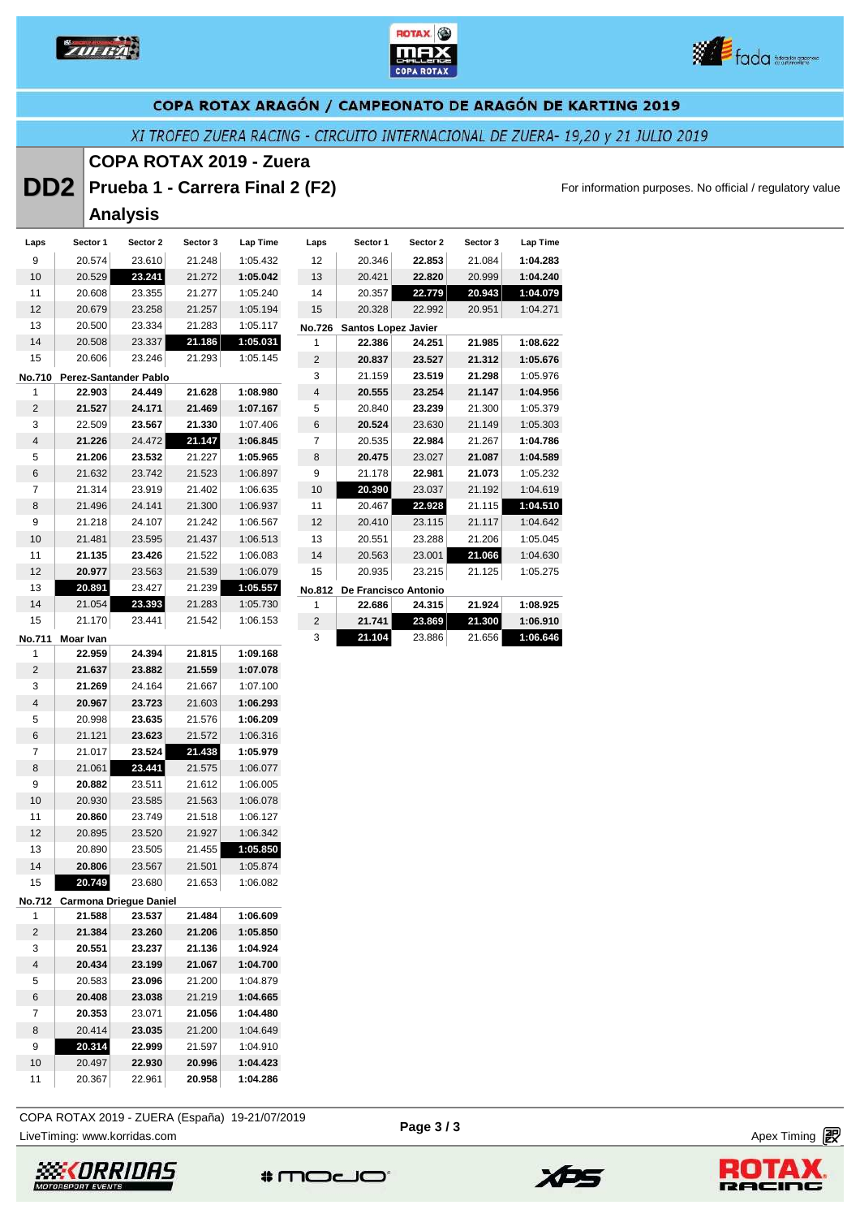COPA ROTAX ARAGÓN / CAMPEONATO DE ARAGÓN DE KARTING 2019

*XI TROFEO ZUERA RACING - CIRCUITO INTERNACIONAL DE ZUERA- 19,20 y 21 JULIO 2019*

# DD2 COPA ROTAX 2019 - Zuera
## Prueba 1 - Carrera Final 2 (F2)
## Analysis

For information purposes. No official / regulatory value

| Laps | Sector 1 | Sector 2 | Sector 3 | Lap Time |
|---|---|---|---|---|
| 9 | 20.574 | 23.610 | 21.248 | 1:05.432 |
| 10 | 20.529 | **23.241** | 21.272 | **1:05.042** |
| 11 | 20.608 | 23.355 | 21.277 | 1:05.240 |
| 12 | 20.679 | 23.258 | 21.257 | 1:05.194 |
| 13 | 20.500 | 23.334 | 21.283 | 1:05.117 |
| 14 | 20.508 | 23.337 | **21.186** | **1:05.031** |
| 15 | 20.606 | 23.246 | 21.293 | 1:05.145 |

**No.710 Perez-Santander Pablo**

| Laps | Sector 1 | Sector 2 | Sector 3 | Lap Time |
|---|---|---|---|---|
| 1 | **22.903** | **24.449** | **21.628** | **1:08.980** |
| 2 | **21.527** | **24.171** | **21.469** | **1:07.167** |
| 3 | 22.509 | **23.567** | **21.330** | 1:07.406 |
| 4 | **21.226** | 24.472 | **21.147** | **1:06.845** |
| 5 | **21.206** | **23.532** | 21.227 | **1:05.965** |
| 6 | 21.632 | 23.742 | 21.523 | 1:06.897 |
| 7 | 21.314 | 23.919 | 21.402 | 1:06.635 |
| 8 | 21.496 | 24.141 | 21.300 | 1:06.937 |
| 9 | 21.218 | 24.107 | 21.242 | 1:06.567 |
| 10 | 21.481 | 23.595 | 21.437 | 1:06.513 |
| 11 | **21.135** | **23.426** | 21.522 | 1:06.083 |
| 12 | **20.977** | 23.563 | 21.539 | 1:06.079 |
| 13 | **20.891** | 23.427 | 21.239 | **1:05.557** |
| 14 | 21.054 | **23.393** | 21.283 | 1:05.730 |
| 15 | 21.170 | 23.441 | 21.542 | 1:06.153 |

**No.711 Moar Ivan**

| Laps | Sector 1 | Sector 2 | Sector 3 | Lap Time |
|---|---|---|---|---|
| 1 | **22.959** | **24.394** | **21.815** | **1:09.168** |
| 2 | **21.637** | **23.882** | **21.559** | **1:07.078** |
| 3 | **21.269** | 24.164 | 21.667 | 1:07.100 |
| 4 | **20.967** | **23.723** | 21.603 | **1:06.293** |
| 5 | 20.998 | **23.635** | 21.576 | **1:06.209** |
| 6 | 21.121 | **23.623** | 21.572 | 1:06.316 |
| 7 | 21.017 | **23.524** | **21.438** | **1:05.979** |
| 8 | 21.061 | **23.441** | 21.575 | 1:06.077 |
| 9 | **20.882** | 23.511 | 21.612 | 1:06.005 |
| 10 | 20.930 | 23.585 | 21.563 | 1:06.078 |
| 11 | **20.860** | 23.749 | 21.518 | 1:06.127 |
| 12 | 20.895 | 23.520 | 21.927 | 1:06.342 |
| 13 | 20.890 | 23.505 | 21.455 | **1:05.850** |
| 14 | **20.806** | 23.567 | 21.501 | 1:05.874 |
| 15 | **20.749** | 23.680 | 21.653 | 1:06.082 |

**No.712 Carmona Driegue Daniel**

| Laps | Sector 1 | Sector 2 | Sector 3 | Lap Time |
|---|---|---|---|---|
| 1 | **21.588** | **23.537** | **21.484** | **1:06.609** |
| 2 | **21.384** | **23.260** | **21.206** | **1:05.850** |
| 3 | **20.551** | **23.237** | **21.136** | **1:04.924** |
| 4 | **20.434** | **23.199** | **21.067** | **1:04.700** |
| 5 | 20.583 | **23.096** | 21.200 | 1:04.879 |
| 6 | **20.408** | **23.038** | 21.219 | **1:04.665** |
| 7 | **20.353** | 23.071 | **21.056** | **1:04.480** |
| 8 | 20.414 | **23.035** | 21.200 | 1:04.649 |
| 9 | **20.314** | **22.999** | 21.597 | 1:04.910 |
| 10 | 20.497 | **22.930** | **20.996** | **1:04.423** |
| 11 | 20.367 | 22.961 | **20.958** | **1:04.286** |
| 12 | 20.346 | **22.853** | 21.084 | **1:04.283** |
| 13 | 20.421 | **22.820** | 20.999 | **1:04.240** |
| 14 | 20.357 | **22.779** | **20.943** | **1:04.079** |
| 15 | 20.328 | 22.992 | 20.951 | 1:04.271 |

**No.726 Santos Lopez Javier**

| Laps | Sector 1 | Sector 2 | Sector 3 | Lap Time |
|---|---|---|---|---|
| 1 | **22.386** | **24.251** | **21.985** | **1:08.622** |
| 2 | **20.837** | **23.527** | **21.312** | **1:05.676** |
| 3 | 21.159 | **23.519** | **21.298** | 1:05.976 |
| 4 | **20.555** | **23.254** | **21.147** | **1:04.956** |
| 5 | 20.840 | **23.239** | 21.300 | 1:05.379 |
| 6 | **20.524** | 23.630 | 21.149 | 1:05.303 |
| 7 | 20.535 | **22.984** | 21.267 | **1:04.786** |
| 8 | **20.475** | 23.027 | **21.087** | **1:04.589** |
| 9 | 21.178 | **22.981** | **21.073** | 1:05.232 |
| 10 | **20.390** | 23.037 | 21.192 | 1:04.619 |
| 11 | 20.467 | **22.928** | 21.115 | **1:04.510** |
| 12 | 20.410 | 23.115 | 21.117 | 1:04.642 |
| 13 | 20.551 | 23.288 | 21.206 | 1:05.045 |
| 14 | 20.563 | 23.001 | **21.066** | 1:04.630 |
| 15 | 20.935 | 23.215 | 21.125 | 1:05.275 |

**No.812 De Francisco Antonio**

| Laps | Sector 1 | Sector 2 | Sector 3 | Lap Time |
|---|---|---|---|---|
| 1 | **22.686** | **24.315** | **21.924** | **1:08.925** |
| 2 | **21.741** | **23.869** | **21.300** | **1:06.910** |
| 3 | **21.104** | 23.886 | 21.656 | **1:06.646** |

COPA ROTAX 2019 - ZUERA (España) 19-21/07/2019

LiveTiming: www.korridas.com

Apex Timing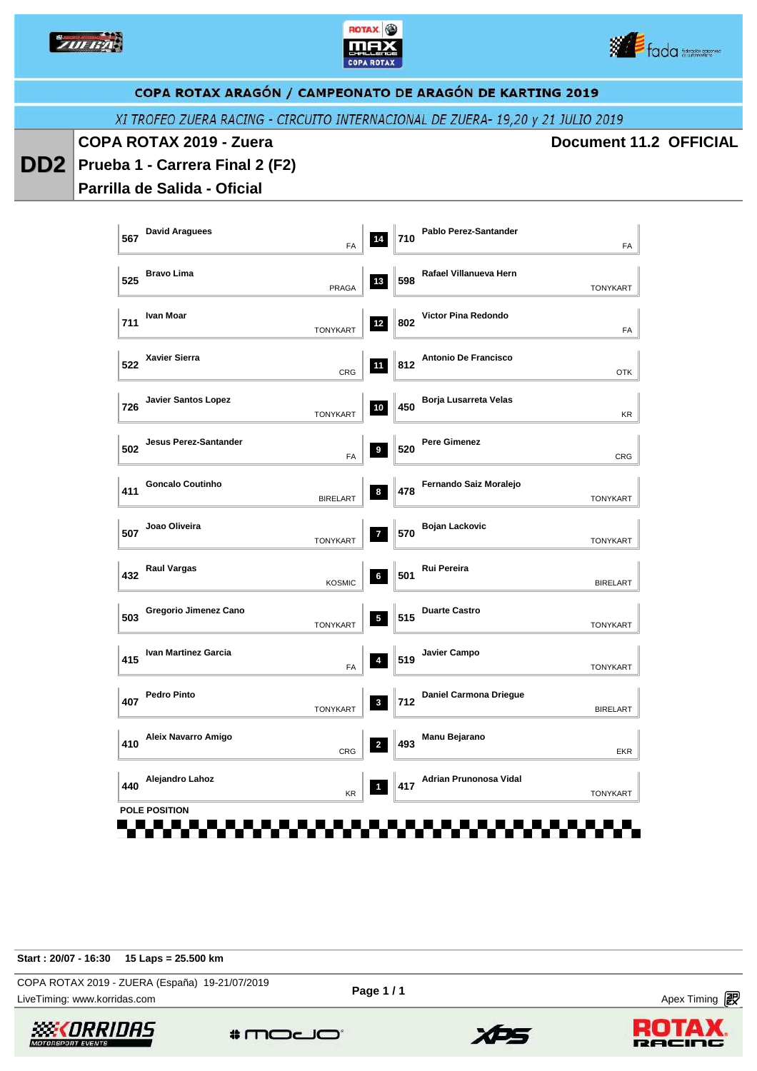COPA ROTAX ARAGÓN / CAMPEONATO DE ARAGÓN DE KARTING 2019

XI TROFEO ZUERA RACING - CIRCUITO INTERNACIONAL DE ZUERA- 19,20 y 21 JULIO 2019

# DD2

## COPA ROTAX 2019 - Zuera

**Document 11.2 OFFICIAL**

## Prueba 1 - Carrera Final 2 (F2)

## Parrilla de Salida - Oficial

| No. | Driver | Chassis | Row | No. | Driver | Chassis |
|---|---|---|---|---|---|---|
| 567 | David Araguees | FA | 14 | 710 | Pablo Perez-Santander | FA |
| 525 | Bravo Lima | PRAGA | 13 | 598 | Rafael Villanueva Hern | TONYKART |
| 711 | Ivan Moar | TONYKART | 12 | 802 | Victor Pina Redondo | FA |
| 522 | Xavier Sierra | CRG | 11 | 812 | Antonio De Francisco | OTK |
| 726 | Javier Santos Lopez | TONYKART | 10 | 450 | Borja Lusarreta Velas | KR |
| 502 | Jesus Perez-Santander | FA | 9 | 520 | Pere Gimenez | CRG |
| 411 | Goncalo Coutinho | BIRELART | 8 | 478 | Fernando Saiz Moralejo | TONYKART |
| 507 | Joao Oliveira | TONYKART | 7 | 570 | Bojan Lackovic | TONYKART |
| 432 | Raul Vargas | KOSMIC | 6 | 501 | Rui Pereira | BIRELART |
| 503 | Gregorio Jimenez Cano | TONYKART | 5 | 515 | Duarte Castro | TONYKART |
| 415 | Ivan Martinez Garcia | FA | 4 | 519 | Javier Campo | TONYKART |
| 407 | Pedro Pinto | TONYKART | 3 | 712 | Daniel Carmona Driegue | BIRELART |
| 410 | Aleix Navarro Amigo | CRG | 2 | 493 | Manu Bejarano | EKR |
| 440 | Alejandro Lahoz | KR | 1 | 417 | Adrian Prunonosa Vidal | TONYKART |

POLE POSITION

**Start : 20/07 - 16:30 15 Laps = 25.500 km**

COPA ROTAX 2019 - ZUERA (España) 19-21/07/2019
LiveTiming: www.korridas.com

Apex Timing